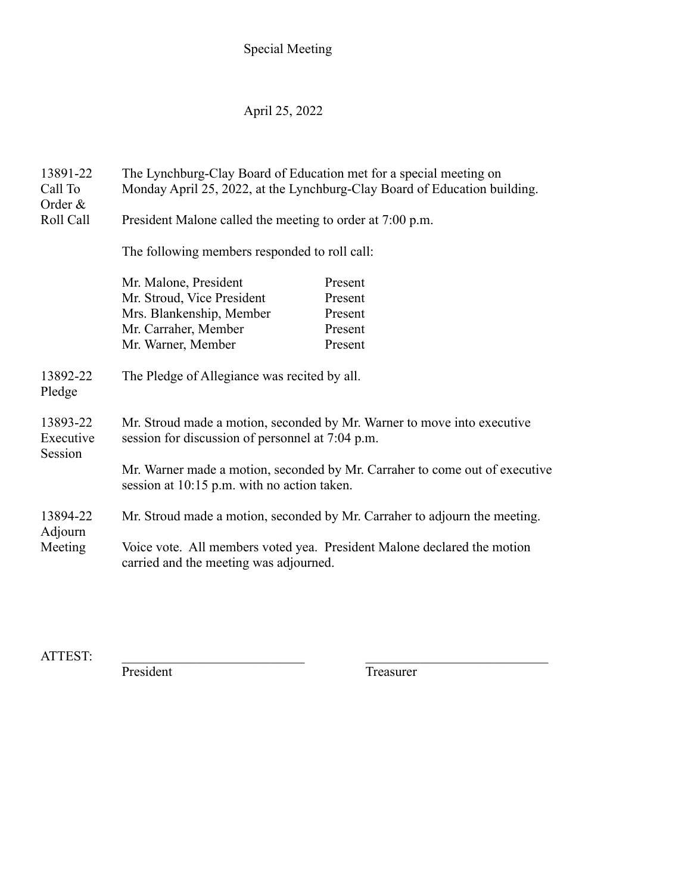# Special Meeting

## April 25, 2022

**13891-22 Call To Order & Roll Call**

The Lynchburg-Clay Board of Education met for a special meeting on Monday April 25, 2022, at the Lynchburg-Clay Board of Education building.

President Malone called the meeting to order at 7:00 p.m.

The following members responded to roll call:

| | |
|---|---|
| Mr. Malone, President | Present |
| Mr. Stroud, Vice President | Present |
| Mrs. Blankenship, Member | Present |
| Mr. Carraher, Member | Present |
| Mr. Warner, Member | Present |

**13892-22 Pledge**

The Pledge of Allegiance was recited by all.

**13893-22 Executive Session**

Mr. Stroud made a motion, seconded by Mr. Warner to move into executive session for discussion of personnel at 7:04 p.m.

Mr. Warner made a motion, seconded by Mr. Carraher to come out of executive session at 10:15 p.m. with no action taken.

**13894-22 Adjourn Meeting**

Mr. Stroud made a motion, seconded by Mr. Carraher to adjourn the meeting.

Voice vote. All members voted yea. President Malone declared the motion carried and the meeting was adjourned.

ATTEST: ___________________________ President ___________________________ Treasurer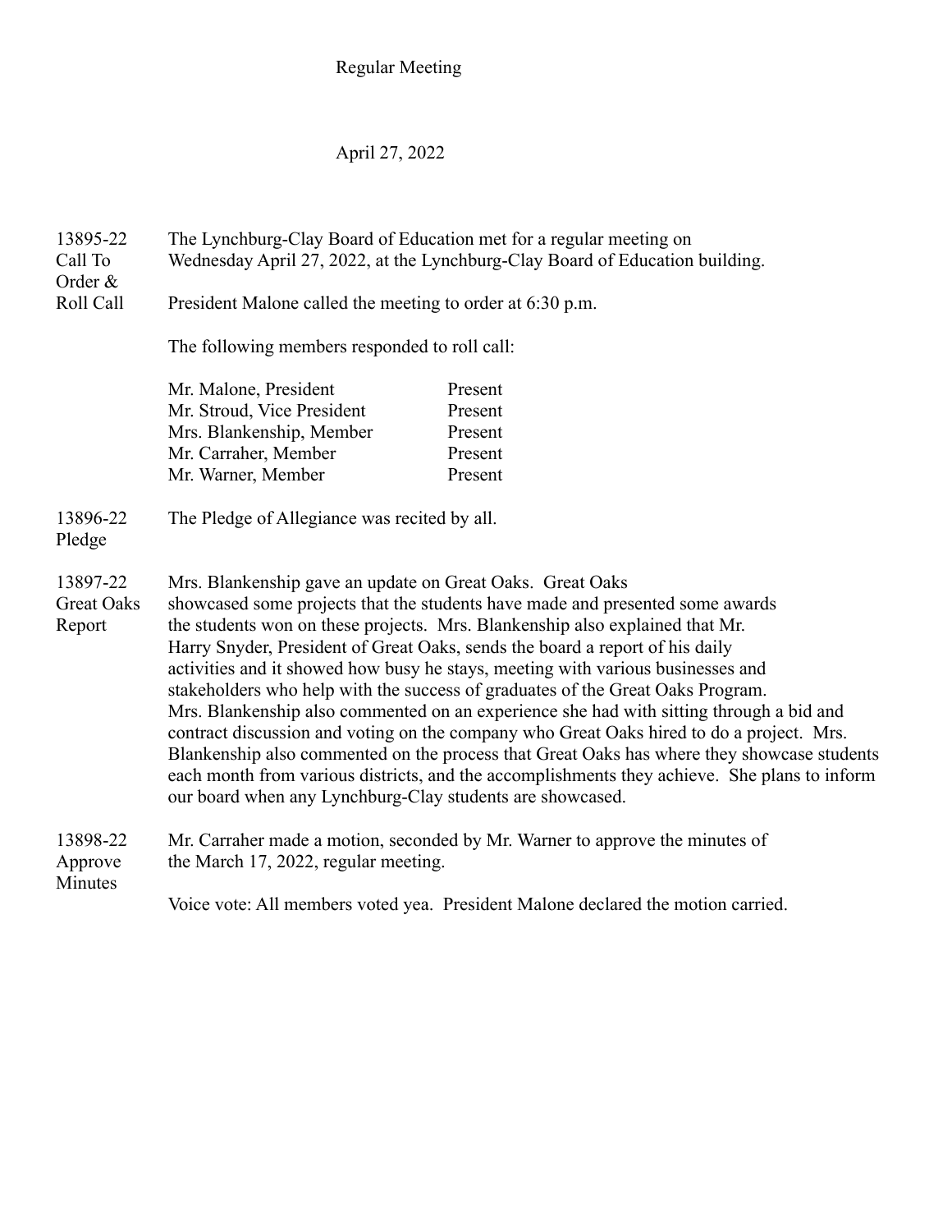Regular Meeting

April 27, 2022

**13895-22 Call To Order & Roll Call**

The Lynchburg-Clay Board of Education met for a regular meeting on Wednesday April 27, 2022, at the Lynchburg-Clay Board of Education building.

President Malone called the meeting to order at 6:30 p.m.

The following members responded to roll call:

| | |
|---|---|
| Mr. Malone, President | Present |
| Mr. Stroud, Vice President | Present |
| Mrs. Blankenship, Member | Present |
| Mr. Carraher, Member | Present |
| Mr. Warner, Member | Present |

**13896-22 Pledge**

The Pledge of Allegiance was recited by all.

**13897-22 Great Oaks Report**

Mrs. Blankenship gave an update on Great Oaks. Great Oaks showcased some projects that the students have made and presented some awards the students won on these projects. Mrs. Blankenship also explained that Mr. Harry Snyder, President of Great Oaks, sends the board a report of his daily activities and it showed how busy he stays, meeting with various businesses and stakeholders who help with the success of graduates of the Great Oaks Program. Mrs. Blankenship also commented on an experience she had with sitting through a bid and contract discussion and voting on the company who Great Oaks hired to do a project. Mrs. Blankenship also commented on the process that Great Oaks has where they showcase students each month from various districts, and the accomplishments they achieve. She plans to inform our board when any Lynchburg-Clay students are showcased.

**13898-22 Approve Minutes**

Mr. Carraher made a motion, seconded by Mr. Warner to approve the minutes of the March 17, 2022, regular meeting.

Voice vote: All members voted yea. President Malone declared the motion carried.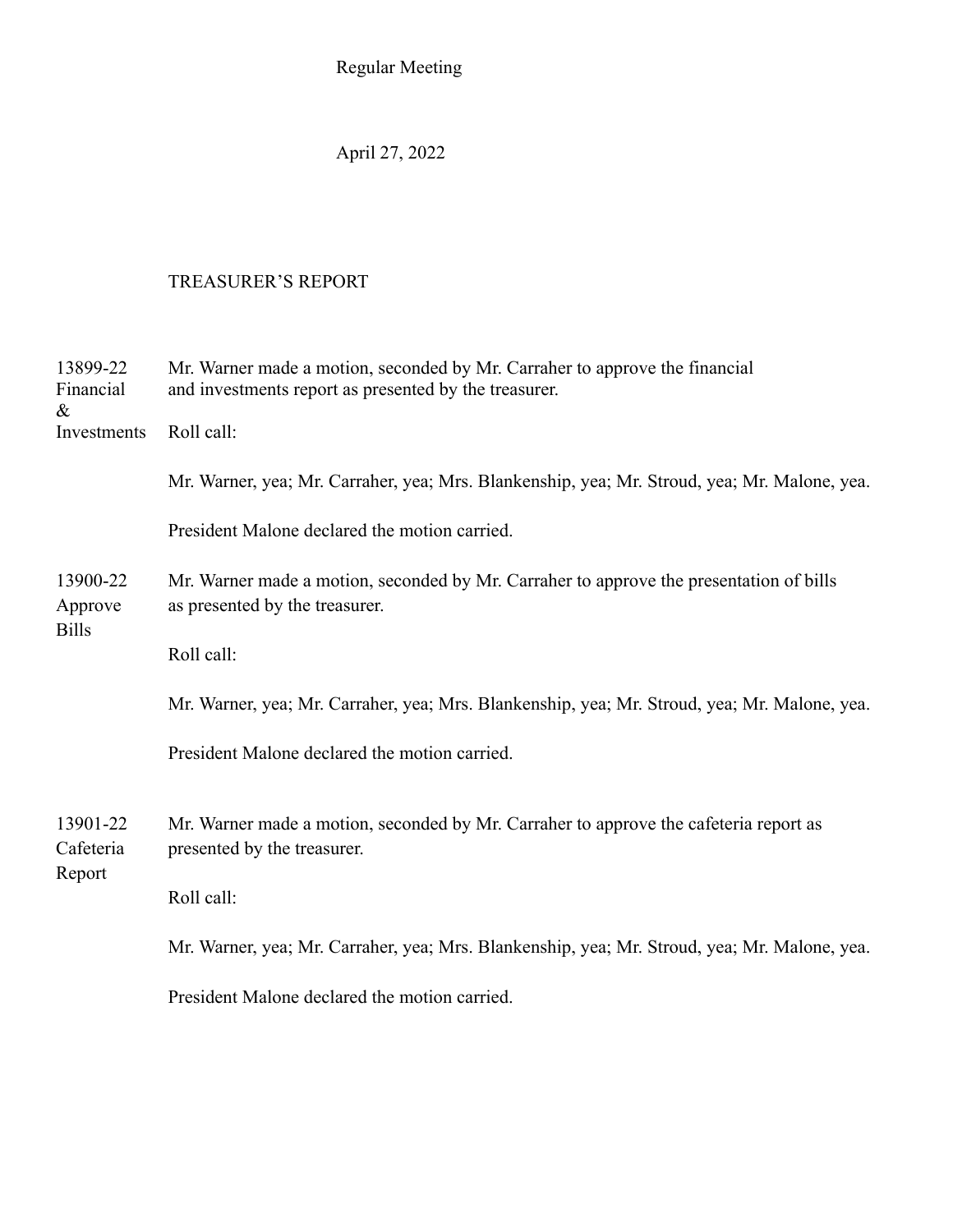Regular Meeting

April 27, 2022

## TREASURER'S REPORT

**13899-22 Financial & Investments**

Mr. Warner made a motion, seconded by Mr. Carraher to approve the financial and investments report as presented by the treasurer.

Roll call:

Mr. Warner, yea; Mr. Carraher, yea; Mrs. Blankenship, yea; Mr. Stroud, yea; Mr. Malone, yea.

President Malone declared the motion carried.

**13900-22 Approve Bills**

Mr. Warner made a motion, seconded by Mr. Carraher to approve the presentation of bills as presented by the treasurer.

Roll call:

Mr. Warner, yea; Mr. Carraher, yea; Mrs. Blankenship, yea; Mr. Stroud, yea; Mr. Malone, yea.

President Malone declared the motion carried.

**13901-22 Cafeteria Report**

Mr. Warner made a motion, seconded by Mr. Carraher to approve the cafeteria report as presented by the treasurer.

Roll call:

Mr. Warner, yea; Mr. Carraher, yea; Mrs. Blankenship, yea; Mr. Stroud, yea; Mr. Malone, yea.

President Malone declared the motion carried.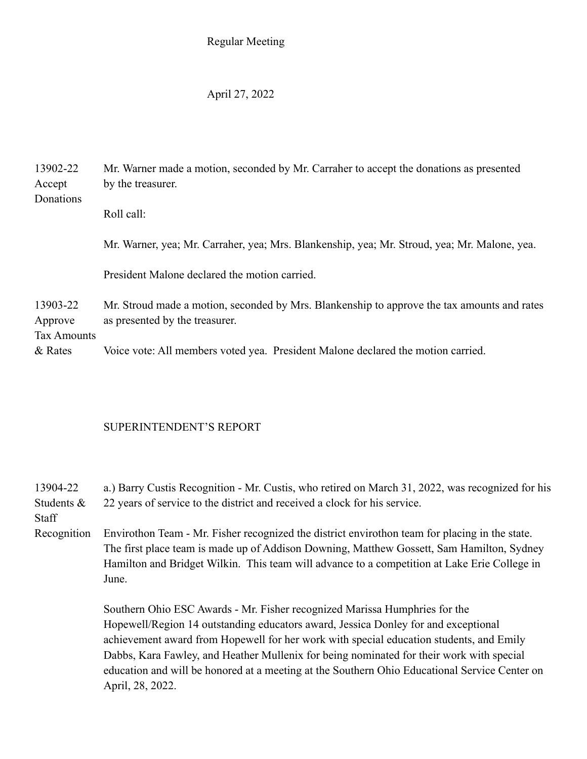Regular Meeting

April 27, 2022

**13902-22 Accept Donations**

Mr. Warner made a motion, seconded by Mr. Carraher to accept the donations as presented by the treasurer.

Roll call:

Mr. Warner, yea; Mr. Carraher, yea; Mrs. Blankenship, yea; Mr. Stroud, yea; Mr. Malone, yea.

President Malone declared the motion carried.

**13903-22 Approve Tax Amounts & Rates**

Mr. Stroud made a motion, seconded by Mrs. Blankenship to approve the tax amounts and rates as presented by the treasurer.

Voice vote: All members voted yea. President Malone declared the motion carried.

## SUPERINTENDENT'S REPORT

**13904-22 Students & Staff Recognition**

a.) Barry Custis Recognition - Mr. Custis, who retired on March 31, 2022, was recognized for his 22 years of service to the district and received a clock for his service.

Envirothon Team - Mr. Fisher recognized the district envirothon team for placing in the state. The first place team is made up of Addison Downing, Matthew Gossett, Sam Hamilton, Sydney Hamilton and Bridget Wilkin. This team will advance to a competition at Lake Erie College in June.

Southern Ohio ESC Awards - Mr. Fisher recognized Marissa Humphries for the Hopewell/Region 14 outstanding educators award, Jessica Donley for and exceptional achievement award from Hopewell for her work with special education students, and Emily Dabbs, Kara Fawley, and Heather Mullenix for being nominated for their work with special education and will be honored at a meeting at the Southern Ohio Educational Service Center on April, 28, 2022.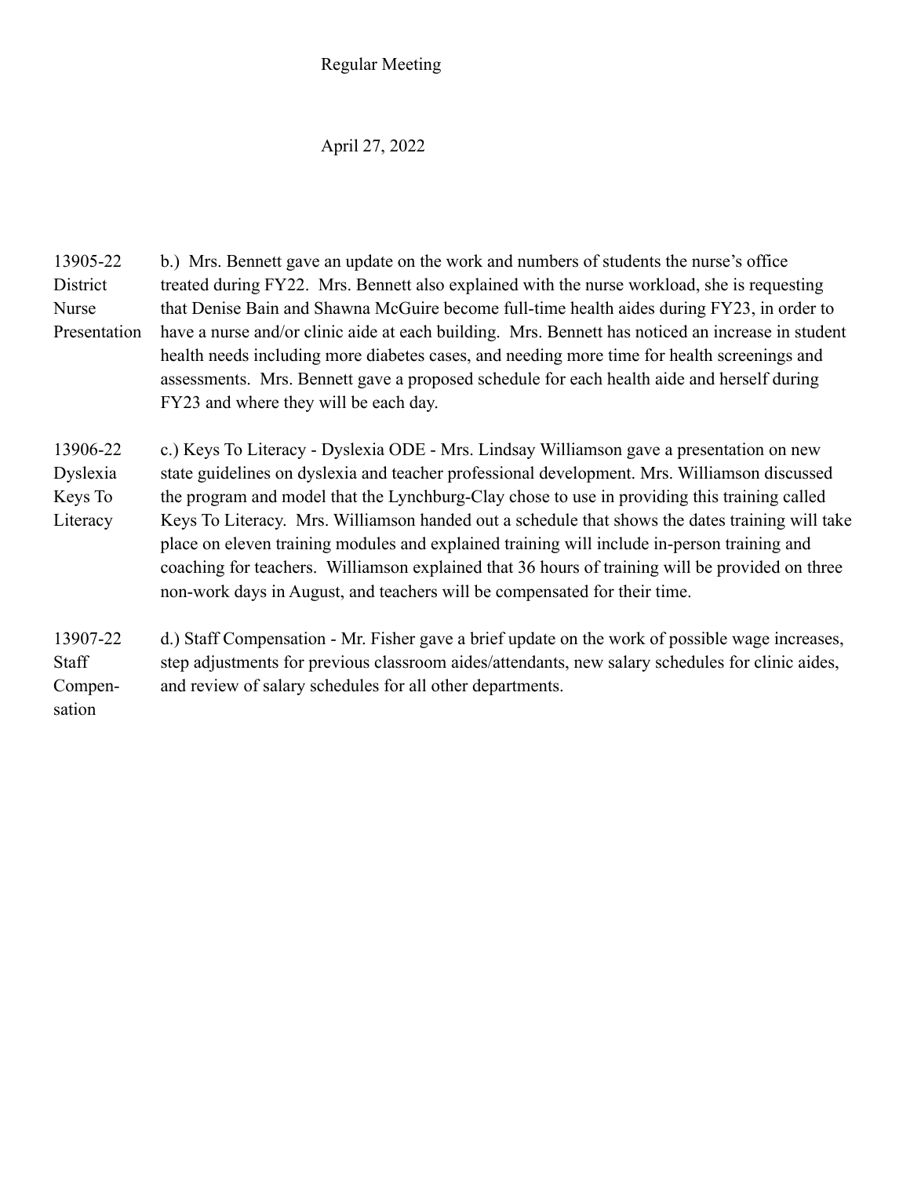Regular Meeting

April 27, 2022

13905-22 District Nurse Presentation

b.) Mrs. Bennett gave an update on the work and numbers of students the nurse's office treated during FY22. Mrs. Bennett also explained with the nurse workload, she is requesting that Denise Bain and Shawna McGuire become full-time health aides during FY23, in order to have a nurse and/or clinic aide at each building. Mrs. Bennett has noticed an increase in student health needs including more diabetes cases, and needing more time for health screenings and assessments. Mrs. Bennett gave a proposed schedule for each health aide and herself during FY23 and where they will be each day.

13906-22 Dyslexia Keys To Literacy

c.) Keys To Literacy - Dyslexia ODE - Mrs. Lindsay Williamson gave a presentation on new state guidelines on dyslexia and teacher professional development. Mrs. Williamson discussed the program and model that the Lynchburg-Clay chose to use in providing this training called Keys To Literacy. Mrs. Williamson handed out a schedule that shows the dates training will take place on eleven training modules and explained training will include in-person training and coaching for teachers. Williamson explained that 36 hours of training will be provided on three non-work days in August, and teachers will be compensated for their time.

13907-22 Staff Compensation

d.) Staff Compensation - Mr. Fisher gave a brief update on the work of possible wage increases, step adjustments for previous classroom aides/attendants, new salary schedules for clinic aides, and review of salary schedules for all other departments.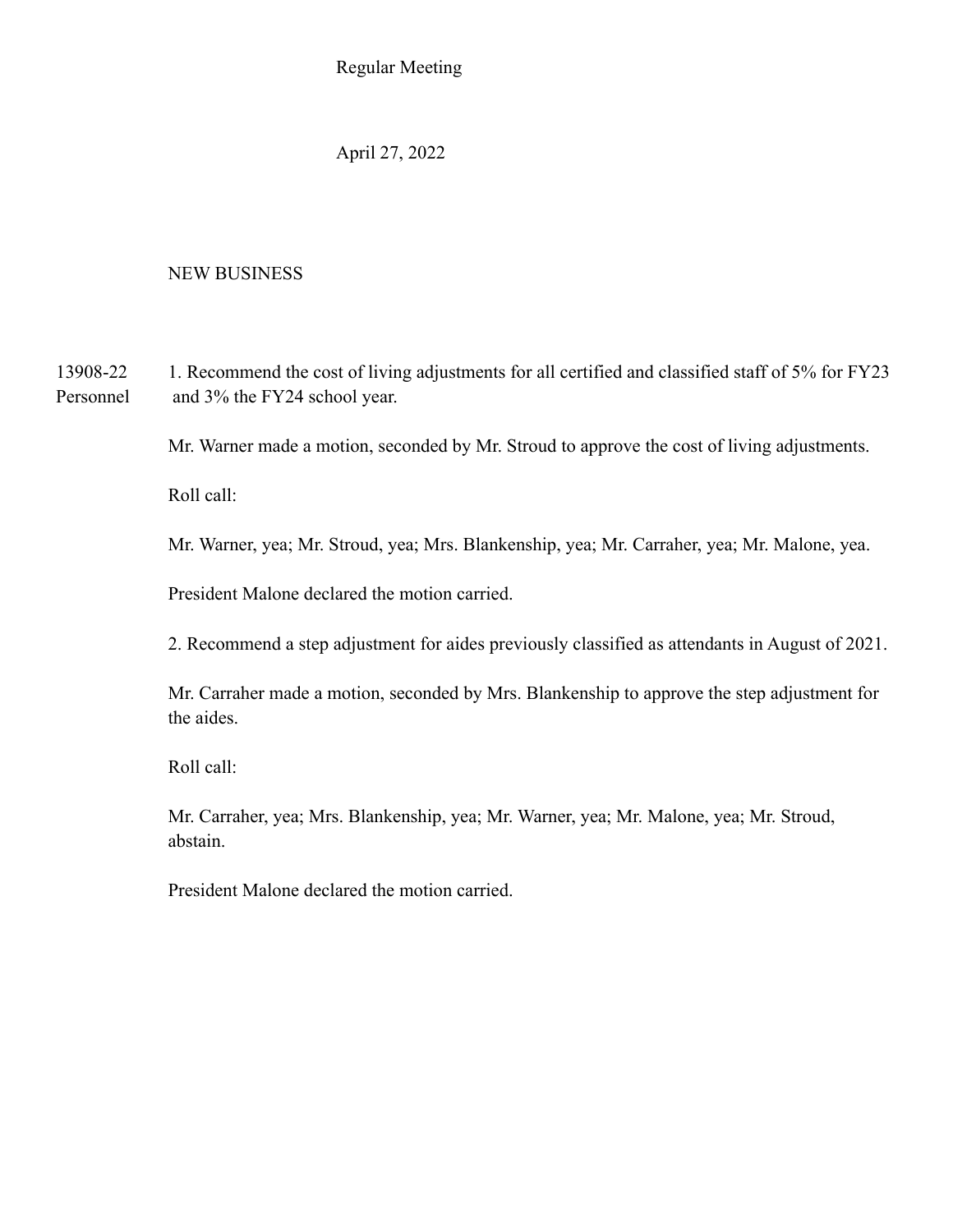Regular Meeting

April 27, 2022

NEW BUSINESS

13908-22
Personnel

1. Recommend the cost of living adjustments for all certified and classified staff of 5% for FY23 and 3% the FY24 school year.

Mr. Warner made a motion, seconded by Mr. Stroud to approve the cost of living adjustments.

Roll call:

Mr. Warner, yea; Mr. Stroud, yea; Mrs. Blankenship, yea; Mr. Carraher, yea; Mr. Malone, yea.

President Malone declared the motion carried.

2. Recommend a step adjustment for aides previously classified as attendants in August of 2021.

Mr. Carraher made a motion, seconded by Mrs. Blankenship to approve the step adjustment for the aides.

Roll call:

Mr. Carraher, yea; Mrs. Blankenship, yea; Mr. Warner, yea; Mr. Malone, yea; Mr. Stroud, abstain.

President Malone declared the motion carried.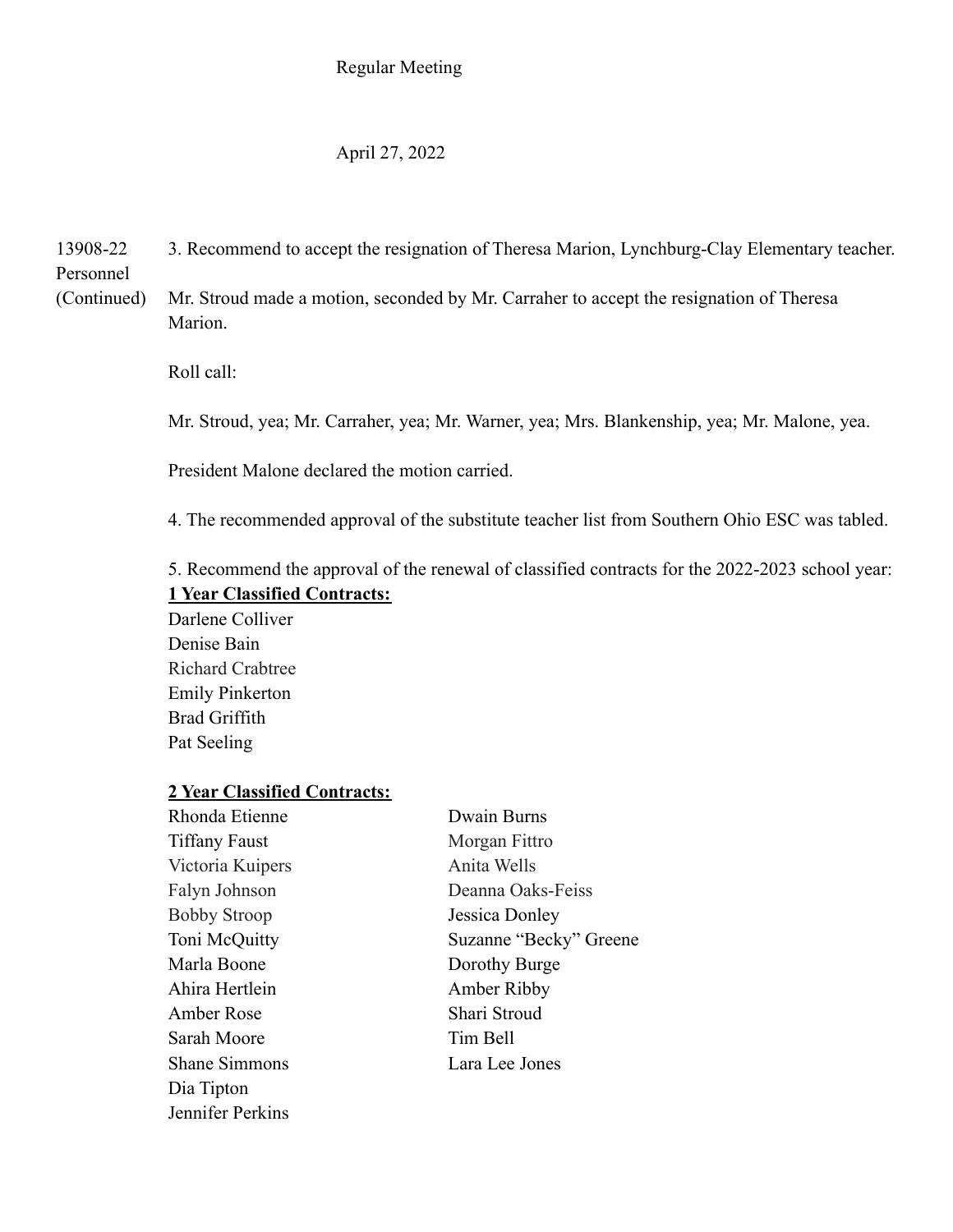Regular Meeting

April 27, 2022

13908-22
Personnel
(Continued)

3. Recommend to accept the resignation of Theresa Marion, Lynchburg-Clay Elementary teacher.

Mr. Stroud made a motion, seconded by Mr. Carraher to accept the resignation of Theresa Marion.

Roll call:

Mr. Stroud, yea; Mr. Carraher, yea; Mr. Warner, yea; Mrs. Blankenship, yea; Mr. Malone, yea.

President Malone declared the motion carried.

4. The recommended approval of the substitute teacher list from Southern Ohio ESC was tabled.

5. Recommend the approval of the renewal of classified contracts for the 2022-2023 school year:

**1 Year Classified Contracts:**

Darlene Colliver
Denise Bain
Richard Crabtree
Emily Pinkerton
Brad Griffith
Pat Seeling

**2 Year Classified Contracts:**

Rhonda Etienne
Tiffany Faust
Victoria Kuipers
Falyn Johnson
Bobby Stroop
Toni McQuitty
Marla Boone
Ahira Hertlein
Amber Rose
Sarah Moore
Shane Simmons
Dia Tipton
Jennifer Perkins
Dwain Burns
Morgan Fittro
Anita Wells
Deanna Oaks-Feiss
Jessica Donley
Suzanne "Becky" Greene
Dorothy Burge
Amber Ribby
Shari Stroud
Tim Bell
Lara Lee Jones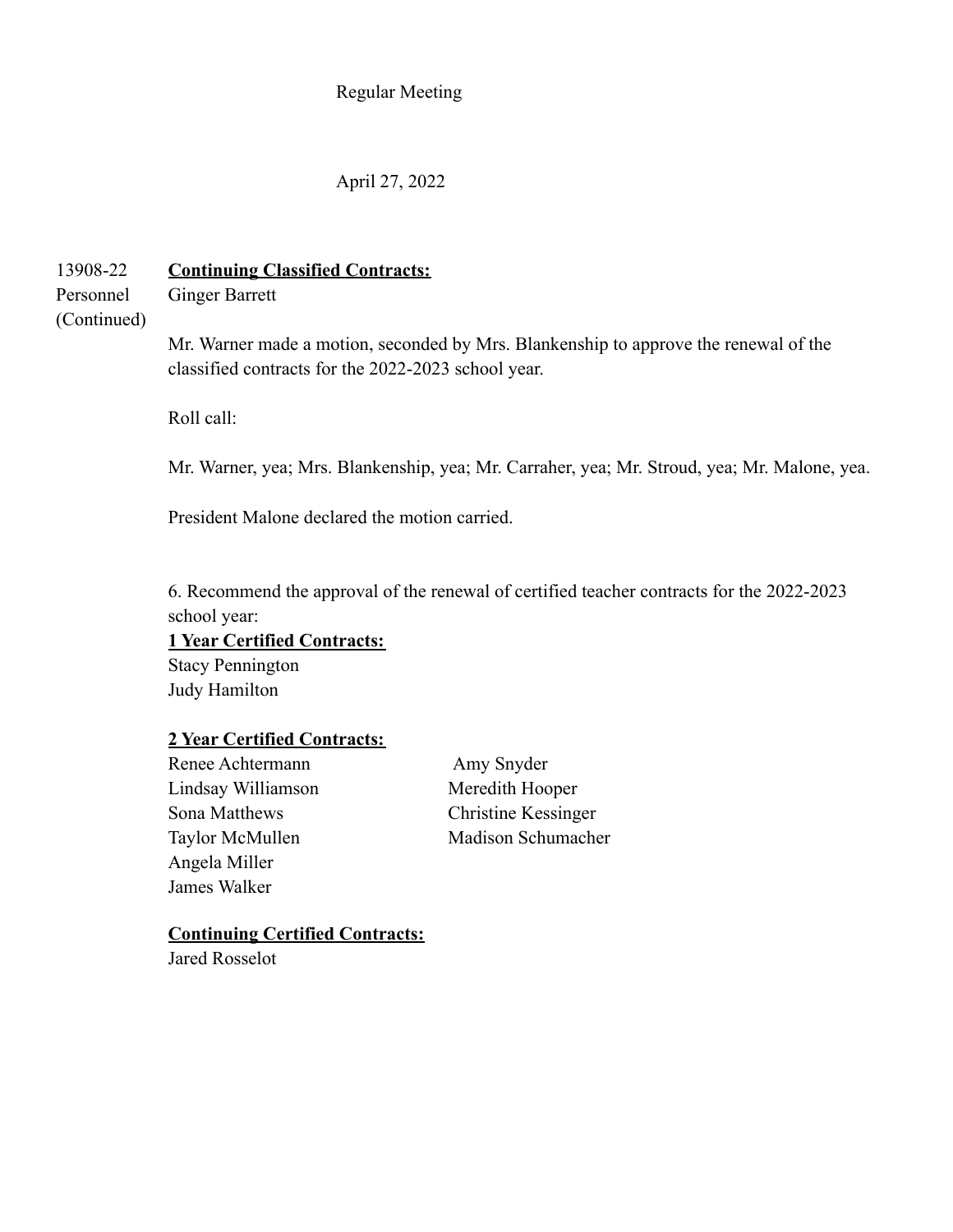Regular Meeting

April 27, 2022

13908-22
Personnel
(Continued)

**Continuing Classified Contracts:**
Ginger Barrett

Mr. Warner made a motion, seconded by Mrs. Blankenship to approve the renewal of the classified contracts for the 2022-2023 school year.

Roll call:

Mr. Warner, yea; Mrs. Blankenship, yea; Mr. Carraher, yea; Mr. Stroud, yea; Mr. Malone, yea.

President Malone declared the motion carried.

6. Recommend the approval of the renewal of certified teacher contracts for the 2022-2023 school year:

**1 Year Certified Contracts:**
Stacy Pennington
Judy Hamilton

**2 Year Certified Contracts:**
Renee Achtermann
Lindsay Williamson
Sona Matthews
Taylor McMullen
Angela Miller
James Walker
Amy Snyder
Meredith Hooper
Christine Kessinger
Madison Schumacher

**Continuing Certified Contracts:**
Jared Rosselot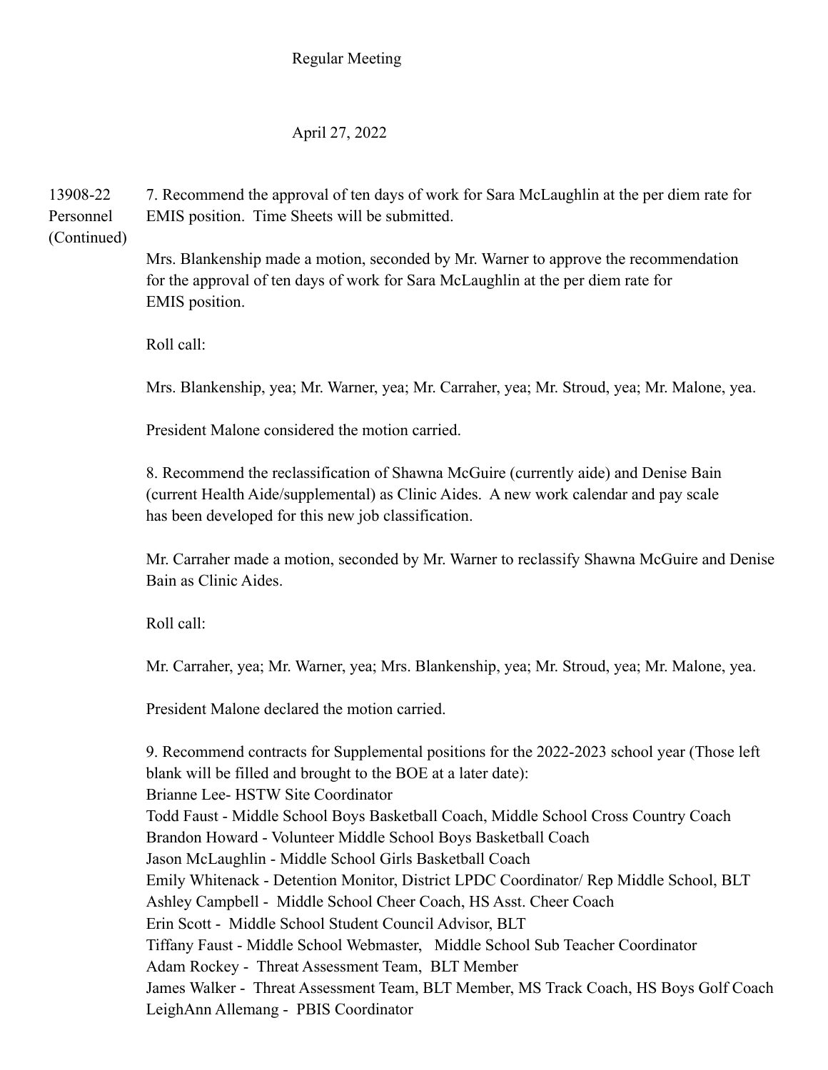Regular Meeting

April 27, 2022

13908-22 Personnel (Continued)

7. Recommend the approval of ten days of work for Sara McLaughlin at the per diem rate for EMIS position. Time Sheets will be submitted.

Mrs. Blankenship made a motion, seconded by Mr. Warner to approve the recommendation for the approval of ten days of work for Sara McLaughlin at the per diem rate for EMIS position.

Roll call:

Mrs. Blankenship, yea; Mr. Warner, yea; Mr. Carraher, yea; Mr. Stroud, yea; Mr. Malone, yea.

President Malone considered the motion carried.

8. Recommend the reclassification of Shawna McGuire (currently aide) and Denise Bain (current Health Aide/supplemental) as Clinic Aides. A new work calendar and pay scale has been developed for this new job classification.

Mr. Carraher made a motion, seconded by Mr. Warner to reclassify Shawna McGuire and Denise Bain as Clinic Aides.

Roll call:

Mr. Carraher, yea; Mr. Warner, yea; Mrs. Blankenship, yea; Mr. Stroud, yea; Mr. Malone, yea.

President Malone declared the motion carried.

9. Recommend contracts for Supplemental positions for the 2022-2023 school year (Those left blank will be filled and brought to the BOE at a later date):
Brianne Lee- HSTW Site Coordinator
Todd Faust - Middle School Boys Basketball Coach, Middle School Cross Country Coach
Brandon Howard - Volunteer Middle School Boys Basketball Coach
Jason McLaughlin - Middle School Girls Basketball Coach
Emily Whitenack - Detention Monitor, District LPDC Coordinator/ Rep Middle School, BLT
Ashley Campbell - Middle School Cheer Coach, HS Asst. Cheer Coach
Erin Scott - Middle School Student Council Advisor, BLT
Tiffany Faust - Middle School Webmaster, Middle School Sub Teacher Coordinator
Adam Rockey - Threat Assessment Team, BLT Member
James Walker - Threat Assessment Team, BLT Member, MS Track Coach, HS Boys Golf Coach
LeighAnn Allemang - PBIS Coordinator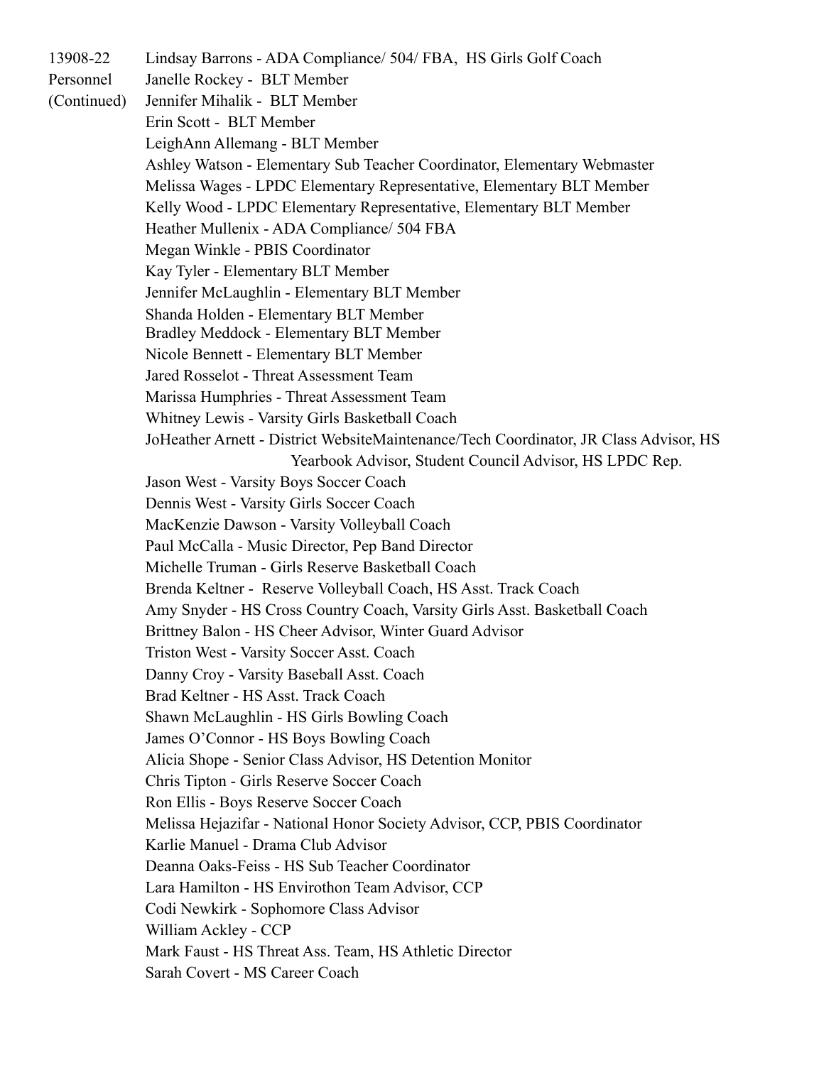13908-22 Personnel (Continued)

Lindsay Barrons - ADA Compliance/ 504/ FBA, HS Girls Golf Coach
Janelle Rockey - BLT Member
Jennifer Mihalik - BLT Member
Erin Scott - BLT Member
LeighAnn Allemang - BLT Member
Ashley Watson - Elementary Sub Teacher Coordinator, Elementary Webmaster
Melissa Wages - LPDC Elementary Representative, Elementary BLT Member
Kelly Wood - LPDC Elementary Representative, Elementary BLT Member
Heather Mullenix - ADA Compliance/ 504 FBA
Megan Winkle - PBIS Coordinator
Kay Tyler - Elementary BLT Member
Jennifer McLaughlin - Elementary BLT Member
Shanda Holden - Elementary BLT Member
Bradley Meddock - Elementary BLT Member
Nicole Bennett - Elementary BLT Member
Jared Rosselot - Threat Assessment Team
Marissa Humphries - Threat Assessment Team
Whitney Lewis - Varsity Girls Basketball Coach
JoHeather Arnett - District WebsiteMaintenance/Tech Coordinator, JR Class Advisor, HS Yearbook Advisor, Student Council Advisor, HS LPDC Rep.
Jason West - Varsity Boys Soccer Coach
Dennis West - Varsity Girls Soccer Coach
MacKenzie Dawson - Varsity Volleyball Coach
Paul McCalla - Music Director, Pep Band Director
Michelle Truman - Girls Reserve Basketball Coach
Brenda Keltner - Reserve Volleyball Coach, HS Asst. Track Coach
Amy Snyder - HS Cross Country Coach, Varsity Girls Asst. Basketball Coach
Brittney Balon - HS Cheer Advisor, Winter Guard Advisor
Triston West - Varsity Soccer Asst. Coach
Danny Croy - Varsity Baseball Asst. Coach
Brad Keltner - HS Asst. Track Coach
Shawn McLaughlin - HS Girls Bowling Coach
James O'Connor - HS Boys Bowling Coach
Alicia Shope - Senior Class Advisor, HS Detention Monitor
Chris Tipton - Girls Reserve Soccer Coach
Ron Ellis - Boys Reserve Soccer Coach
Melissa Hejazifar - National Honor Society Advisor, CCP, PBIS Coordinator
Karlie Manuel - Drama Club Advisor
Deanna Oaks-Feiss - HS Sub Teacher Coordinator
Lara Hamilton - HS Envirothon Team Advisor, CCP
Codi Newkirk - Sophomore Class Advisor
William Ackley - CCP
Mark Faust - HS Threat Ass. Team, HS Athletic Director
Sarah Covert - MS Career Coach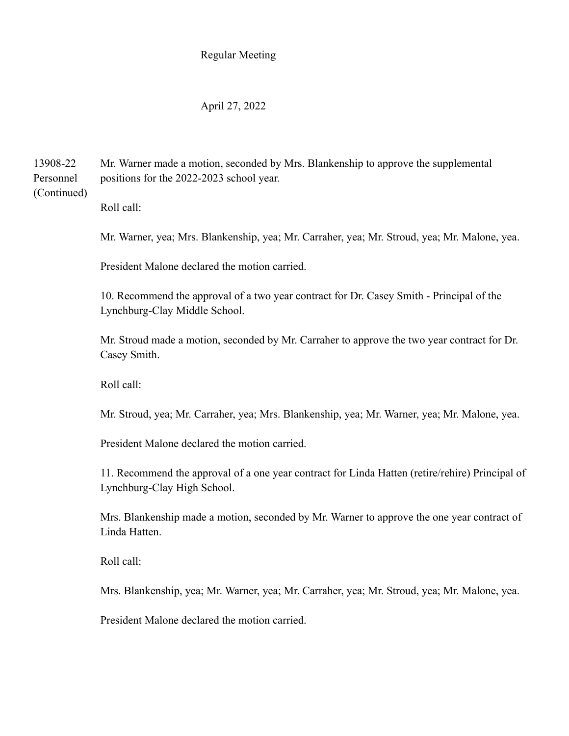Regular Meeting

April 27, 2022

13908-22 Personnel (Continued)

Mr. Warner made a motion, seconded by Mrs. Blankenship to approve the supplemental positions for the 2022-2023 school year.

Roll call:

Mr. Warner, yea; Mrs. Blankenship, yea; Mr. Carraher, yea; Mr. Stroud, yea; Mr. Malone, yea.

President Malone declared the motion carried.

10. Recommend the approval of a two year contract for Dr. Casey Smith - Principal of the Lynchburg-Clay Middle School.

Mr. Stroud made a motion, seconded by Mr. Carraher to approve the two year contract for Dr. Casey Smith.

Roll call:

Mr. Stroud, yea; Mr. Carraher, yea; Mrs. Blankenship, yea; Mr. Warner, yea; Mr. Malone, yea.

President Malone declared the motion carried.

11. Recommend the approval of a one year contract for Linda Hatten (retire/rehire) Principal of Lynchburg-Clay High School.

Mrs. Blankenship made a motion, seconded by Mr. Warner to approve the one year contract of Linda Hatten.

Roll call:

Mrs. Blankenship, yea; Mr. Warner, yea; Mr. Carraher, yea; Mr. Stroud, yea; Mr. Malone, yea.

President Malone declared the motion carried.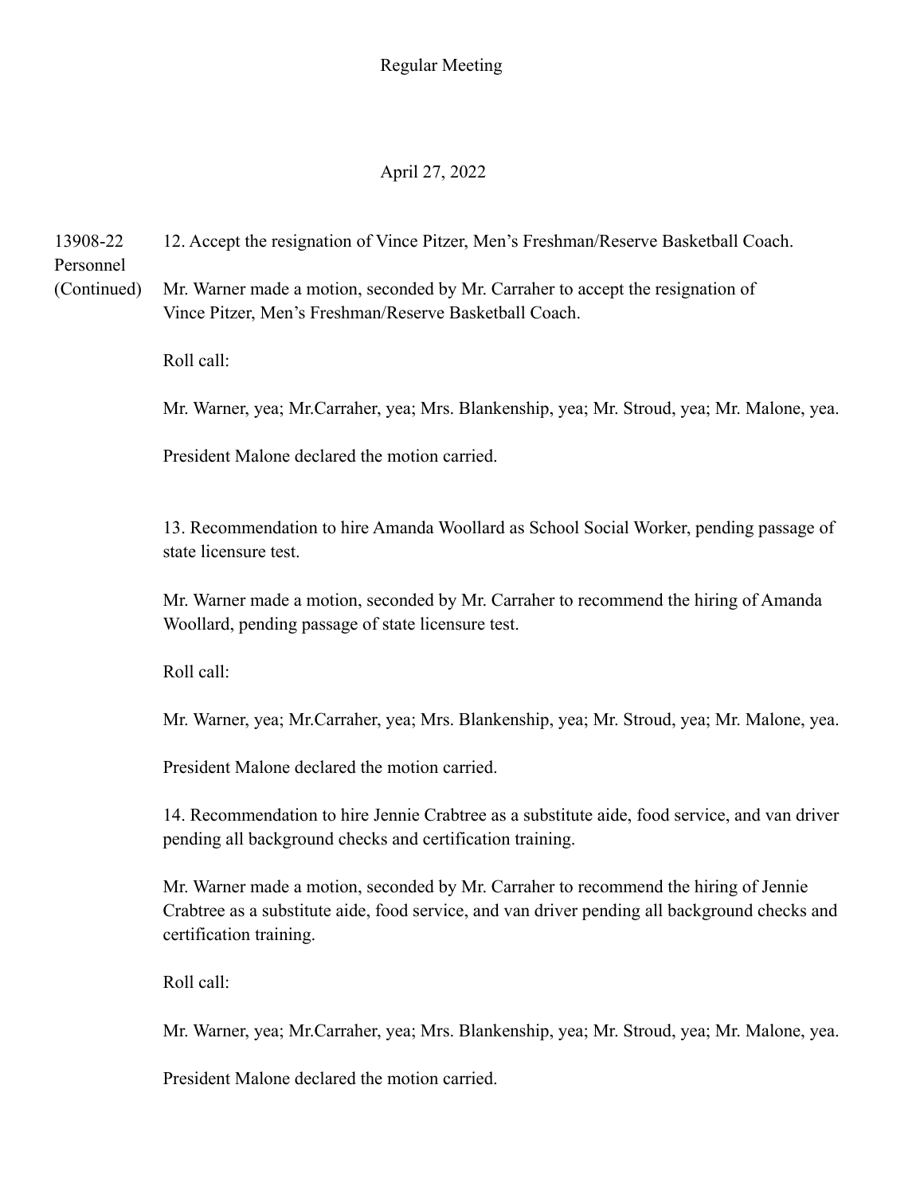Regular Meeting

April 27, 2022

13908-22 Personnel (Continued)

12. Accept the resignation of Vince Pitzer, Men's Freshman/Reserve Basketball Coach.

Mr. Warner made a motion, seconded by Mr. Carraher to accept the resignation of Vince Pitzer, Men's Freshman/Reserve Basketball Coach.

Roll call:

Mr. Warner, yea; Mr.Carraher, yea; Mrs. Blankenship, yea; Mr. Stroud, yea; Mr. Malone, yea.

President Malone declared the motion carried.

13. Recommendation to hire Amanda Woollard as School Social Worker, pending passage of state licensure test.

Mr. Warner made a motion, seconded by Mr. Carraher to recommend the hiring of Amanda Woollard, pending passage of state licensure test.

Roll call:

Mr. Warner, yea; Mr.Carraher, yea; Mrs. Blankenship, yea; Mr. Stroud, yea; Mr. Malone, yea.

President Malone declared the motion carried.

14. Recommendation to hire Jennie Crabtree as a substitute aide, food service, and van driver pending all background checks and certification training.

Mr. Warner made a motion, seconded by Mr. Carraher to recommend the hiring of Jennie Crabtree as a substitute aide, food service, and van driver pending all background checks and certification training.

Roll call:

Mr. Warner, yea; Mr.Carraher, yea; Mrs. Blankenship, yea; Mr. Stroud, yea; Mr. Malone, yea.

President Malone declared the motion carried.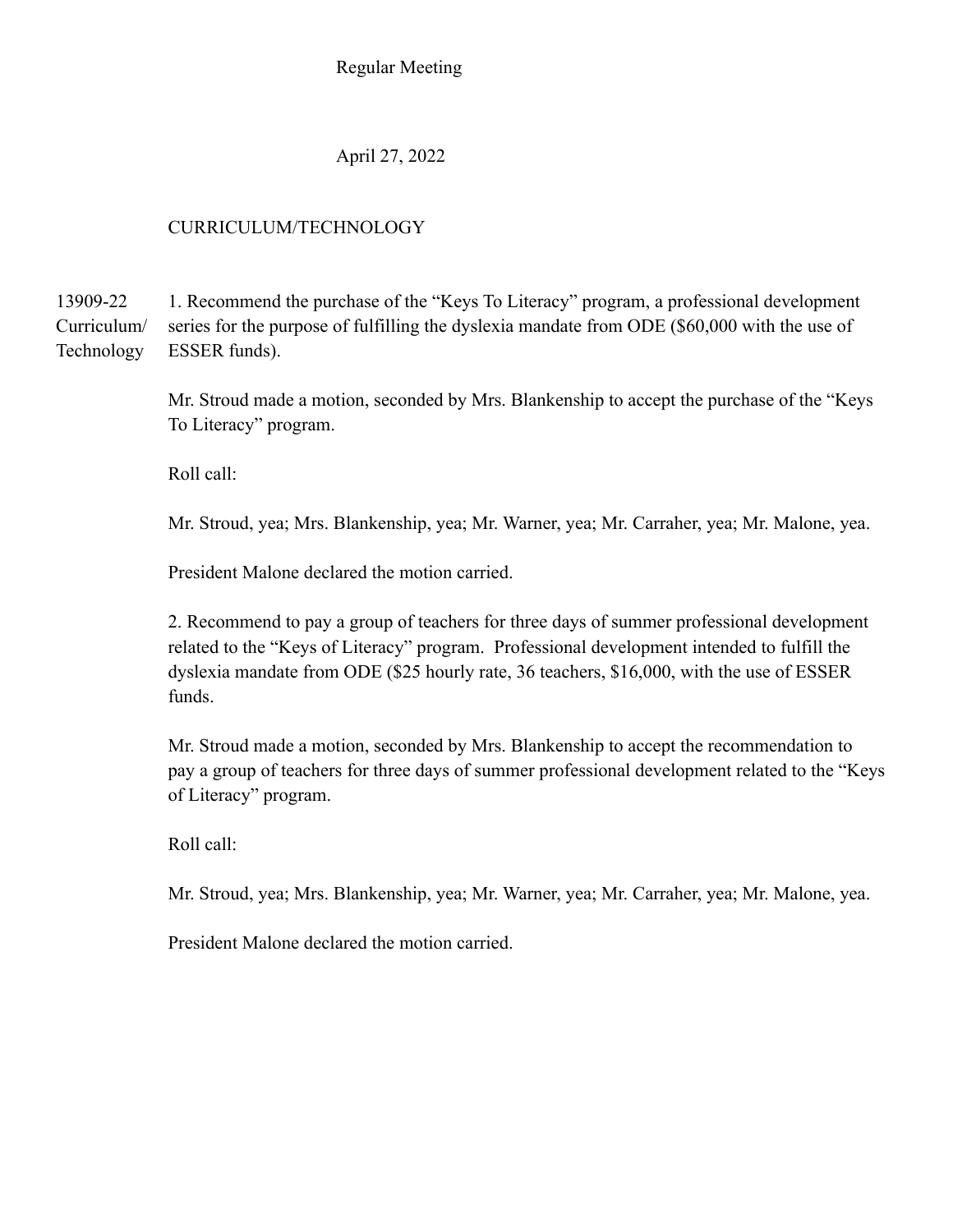Regular Meeting

April 27, 2022

CURRICULUM/TECHNOLOGY

13909-22 Curriculum/ Technology

1. Recommend the purchase of the "Keys To Literacy" program, a professional development series for the purpose of fulfilling the dyslexia mandate from ODE ($60,000 with the use of ESSER funds).

Mr. Stroud made a motion, seconded by Mrs. Blankenship to accept the purchase of the "Keys To Literacy" program.

Roll call:

Mr. Stroud, yea; Mrs. Blankenship, yea; Mr. Warner, yea; Mr. Carraher, yea; Mr. Malone, yea.

President Malone declared the motion carried.

2. Recommend to pay a group of teachers for three days of summer professional development related to the "Keys of Literacy" program. Professional development intended to fulfill the dyslexia mandate from ODE ($25 hourly rate, 36 teachers, $16,000, with the use of ESSER funds.

Mr. Stroud made a motion, seconded by Mrs. Blankenship to accept the recommendation to pay a group of teachers for three days of summer professional development related to the "Keys of Literacy" program.

Roll call:

Mr. Stroud, yea; Mrs. Blankenship, yea; Mr. Warner, yea; Mr. Carraher, yea; Mr. Malone, yea.

President Malone declared the motion carried.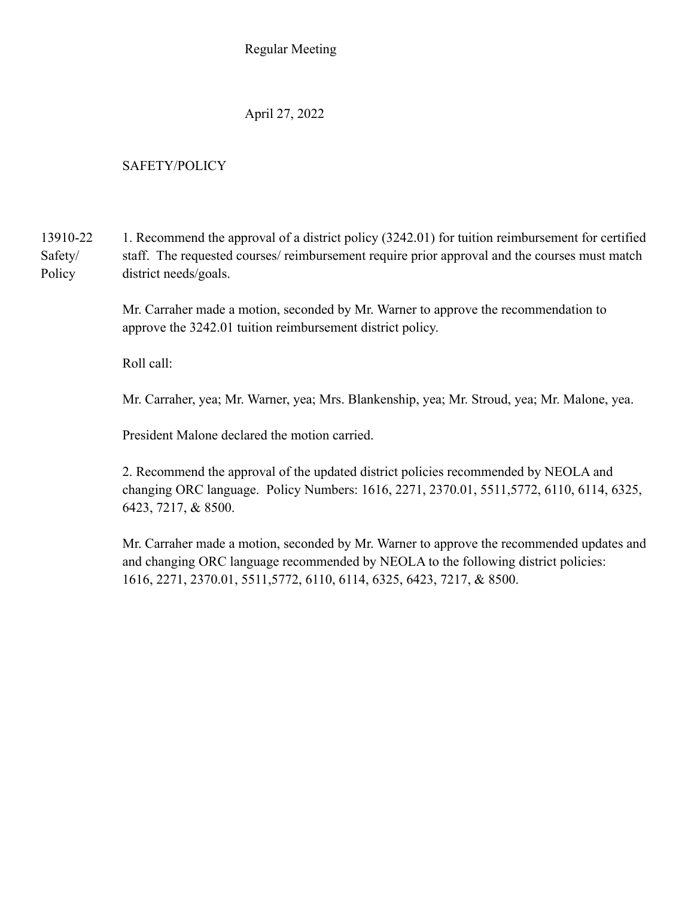Regular Meeting

April 27, 2022

SAFETY/POLICY

13910-22 Safety/ Policy

1. Recommend the approval of a district policy (3242.01) for tuition reimbursement for certified staff. The requested courses/ reimbursement require prior approval and the courses must match district needs/goals.

Mr. Carraher made a motion, seconded by Mr. Warner to approve the recommendation to approve the 3242.01 tuition reimbursement district policy.

Roll call:

Mr. Carraher, yea; Mr. Warner, yea; Mrs. Blankenship, yea; Mr. Stroud, yea; Mr. Malone, yea.

President Malone declared the motion carried.

2. Recommend the approval of the updated district policies recommended by NEOLA and changing ORC language. Policy Numbers: 1616, 2271, 2370.01, 5511,5772, 6110, 6114, 6325, 6423, 7217, & 8500.

Mr. Carraher made a motion, seconded by Mr. Warner to approve the recommended updates and and changing ORC language recommended by NEOLA to the following district policies: 1616, 2271, 2370.01, 5511,5772, 6110, 6114, 6325, 6423, 7217, & 8500.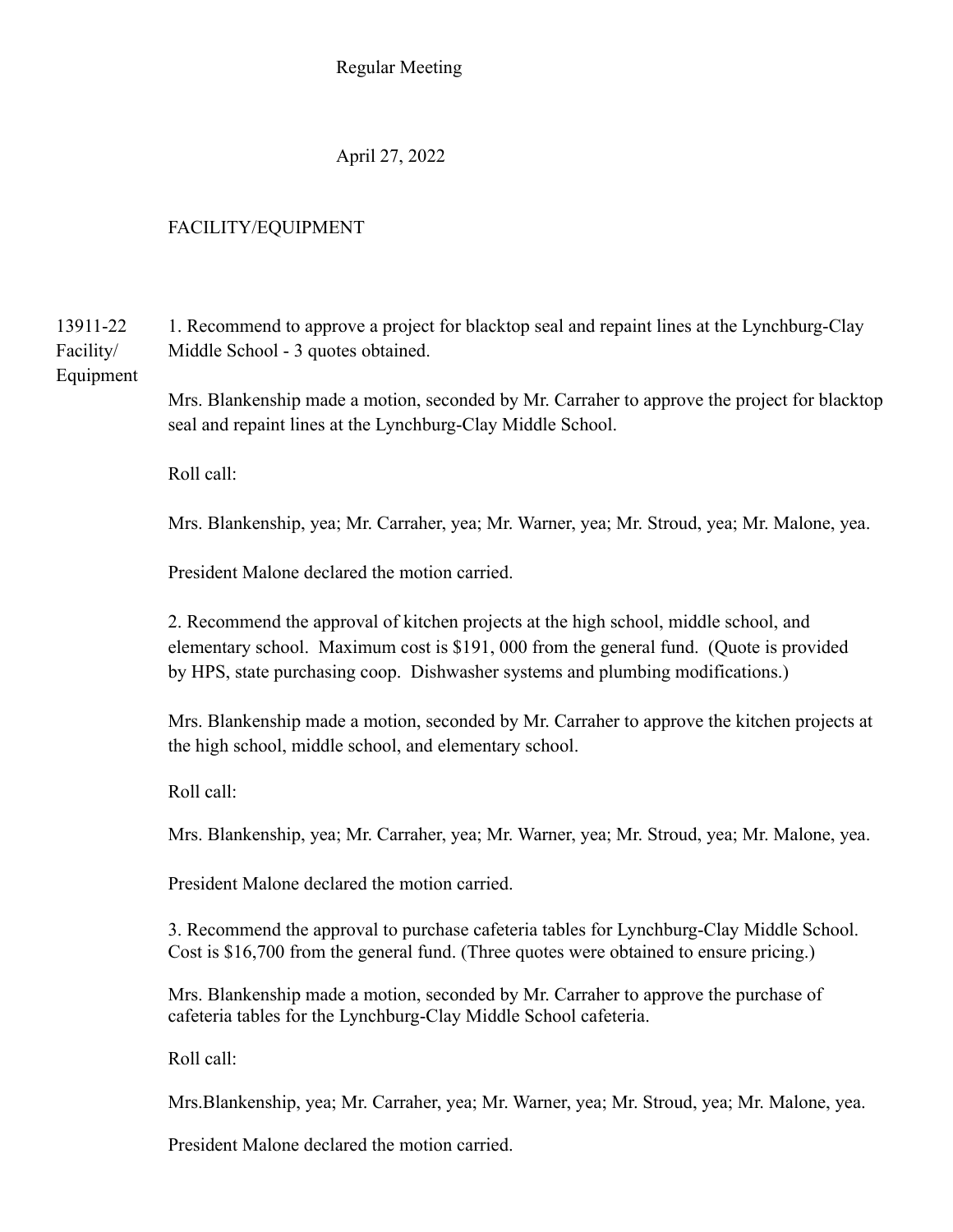Regular Meeting

April 27, 2022

FACILITY/EQUIPMENT

13911-22 Facility/ Equipment

1. Recommend to approve a project for blacktop seal and repaint lines at the Lynchburg-Clay Middle School - 3 quotes obtained.

Mrs. Blankenship made a motion, seconded by Mr. Carraher to approve the project for blacktop seal and repaint lines at the Lynchburg-Clay Middle School.

Roll call:

Mrs. Blankenship, yea; Mr. Carraher, yea; Mr. Warner, yea; Mr. Stroud, yea; Mr. Malone, yea.

President Malone declared the motion carried.

2. Recommend the approval of kitchen projects at the high school, middle school, and elementary school. Maximum cost is $191, 000 from the general fund. (Quote is provided by HPS, state purchasing coop. Dishwasher systems and plumbing modifications.)

Mrs. Blankenship made a motion, seconded by Mr. Carraher to approve the kitchen projects at the high school, middle school, and elementary school.

Roll call:

Mrs. Blankenship, yea; Mr. Carraher, yea; Mr. Warner, yea; Mr. Stroud, yea; Mr. Malone, yea.

President Malone declared the motion carried.

3. Recommend the approval to purchase cafeteria tables for Lynchburg-Clay Middle School. Cost is $16,700 from the general fund. (Three quotes were obtained to ensure pricing.)

Mrs. Blankenship made a motion, seconded by Mr. Carraher to approve the purchase of cafeteria tables for the Lynchburg-Clay Middle School cafeteria.

Roll call:

Mrs.Blankenship, yea; Mr. Carraher, yea; Mr. Warner, yea; Mr. Stroud, yea; Mr. Malone, yea.

President Malone declared the motion carried.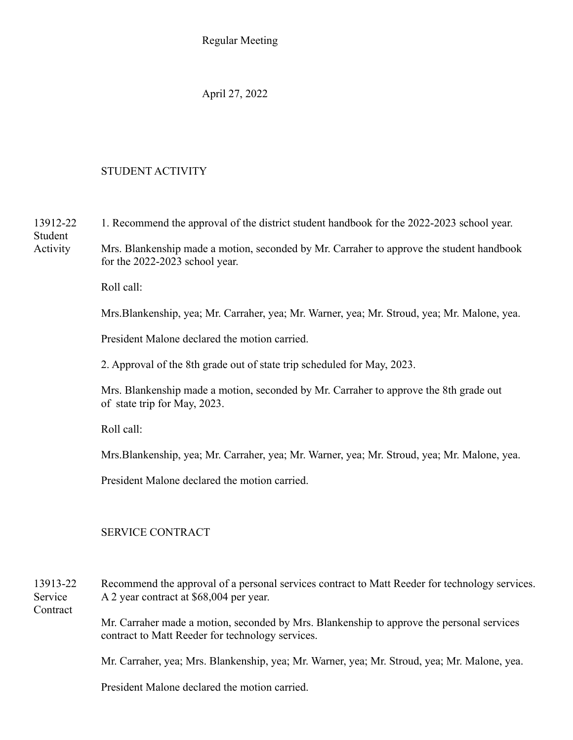Regular Meeting

April 27, 2022

## STUDENT ACTIVITY

13912-22 Student Activity

1. Recommend the approval of the district student handbook for the 2022-2023 school year.

Mrs. Blankenship made a motion, seconded by Mr. Carraher to approve the student handbook for the 2022-2023 school year.

Roll call:

Mrs.Blankenship, yea; Mr. Carraher, yea; Mr. Warner, yea; Mr. Stroud, yea; Mr. Malone, yea.

President Malone declared the motion carried.

2. Approval of the 8th grade out of state trip scheduled for May, 2023.

Mrs. Blankenship made a motion, seconded by Mr. Carraher to approve the 8th grade out of state trip for May, 2023.

Roll call:

Mrs.Blankenship, yea; Mr. Carraher, yea; Mr. Warner, yea; Mr. Stroud, yea; Mr. Malone, yea.

President Malone declared the motion carried.

## SERVICE CONTRACT

13913-22 Service Contract

Recommend the approval of a personal services contract to Matt Reeder for technology services. A 2 year contract at $68,004 per year.

Mr. Carraher made a motion, seconded by Mrs. Blankenship to approve the personal services contract to Matt Reeder for technology services.

Mr. Carraher, yea; Mrs. Blankenship, yea; Mr. Warner, yea; Mr. Stroud, yea; Mr. Malone, yea.

President Malone declared the motion carried.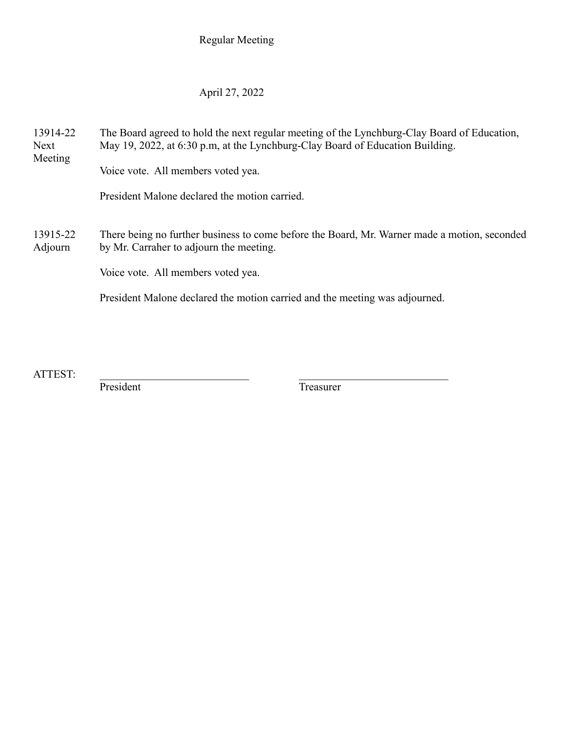Regular Meeting

April 27, 2022

13914-22 Next Meeting

The Board agreed to hold the next regular meeting of the Lynchburg-Clay Board of Education, May 19, 2022, at 6:30 p.m, at the Lynchburg-Clay Board of Education Building.

Voice vote. All members voted yea.

President Malone declared the motion carried.

13915-22 Adjourn

There being no further business to come before the Board, Mr. Warner made a motion, seconded by Mr. Carraher to adjourn the meeting.

Voice vote. All members voted yea.

President Malone declared the motion carried and the meeting was adjourned.

ATTEST: ___________________________ ___________________________

President Treasurer